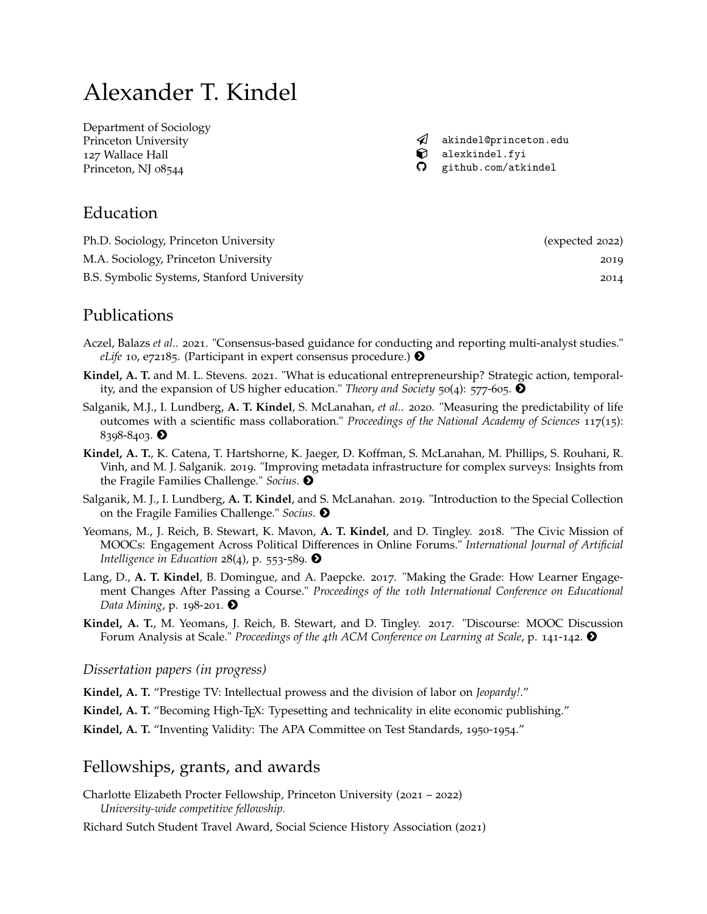# Alexander T. Kindel

Department of Sociology
Princeton University
127 Wallace Hall
Princeton, NJ 08544

akindel@princeton.edu
alexkindel.fyi
github.com/atkindel

## Education

| | |
|---|---|
| Ph.D. Sociology, Princeton University | (expected 2022) |
| M.A. Sociology, Princeton University | 2019 |
| B.S. Symbolic Systems, Stanford University | 2014 |

## Publications

Aczel, Balazs *et al.*. 2021. "Consensus-based guidance for conducting and reporting multi-analyst studies." *eLife* 10, e72185. (Participant in expert consensus procedure.)

**Kindel, A. T.** and M. L. Stevens. 2021. "What is educational entrepreneurship? Strategic action, temporality, and the expansion of US higher education." *Theory and Society* 50(4): 577-605.

Salganik, M.J., I. Lundberg, **A. T. Kindel**, S. McLanahan, *et al.*. 2020. "Measuring the predictability of life outcomes with a scientific mass collaboration." *Proceedings of the National Academy of Sciences* 117(15): 8398-8403.

**Kindel, A. T.**, K. Catena, T. Hartshorne, K. Jaeger, D. Koffman, S. McLanahan, M. Phillips, S. Rouhani, R. Vinh, and M. J. Salganik. 2019. "Improving metadata infrastructure for complex surveys: Insights from the Fragile Families Challenge." *Socius*.

Salganik, M. J., I. Lundberg, **A. T. Kindel**, and S. McLanahan. 2019. "Introduction to the Special Collection on the Fragile Families Challenge." *Socius*.

Yeomans, M., J. Reich, B. Stewart, K. Mavon, **A. T. Kindel**, and D. Tingley. 2018. "The Civic Mission of MOOCs: Engagement Across Political Differences in Online Forums." *International Journal of Artificial Intelligence in Education* 28(4), p. 553-589.

Lang, D., **A. T. Kindel**, B. Domingue, and A. Paepcke. 2017. "Making the Grade: How Learner Engagement Changes After Passing a Course." *Proceedings of the 10th International Conference on Educational Data Mining*, p. 198-201.

**Kindel, A. T.**, M. Yeomans, J. Reich, B. Stewart, and D. Tingley. 2017. "Discourse: MOOC Discussion Forum Analysis at Scale." *Proceedings of the 4th ACM Conference on Learning at Scale*, p. 141-142.

### *Dissertation papers (in progress)*

**Kindel, A. T.** "Prestige TV: Intellectual prowess and the division of labor on *Jeopardy!*."

**Kindel, A. T.** "Becoming High-TEX: Typesetting and technicality in elite economic publishing."

**Kindel, A. T.** "Inventing Validity: The APA Committee on Test Standards, 1950-1954."

## Fellowships, grants, and awards

Charlotte Elizabeth Procter Fellowship, Princeton University (2021 – 2022)
*University-wide competitive fellowship.*

Richard Sutch Student Travel Award, Social Science History Association (2021)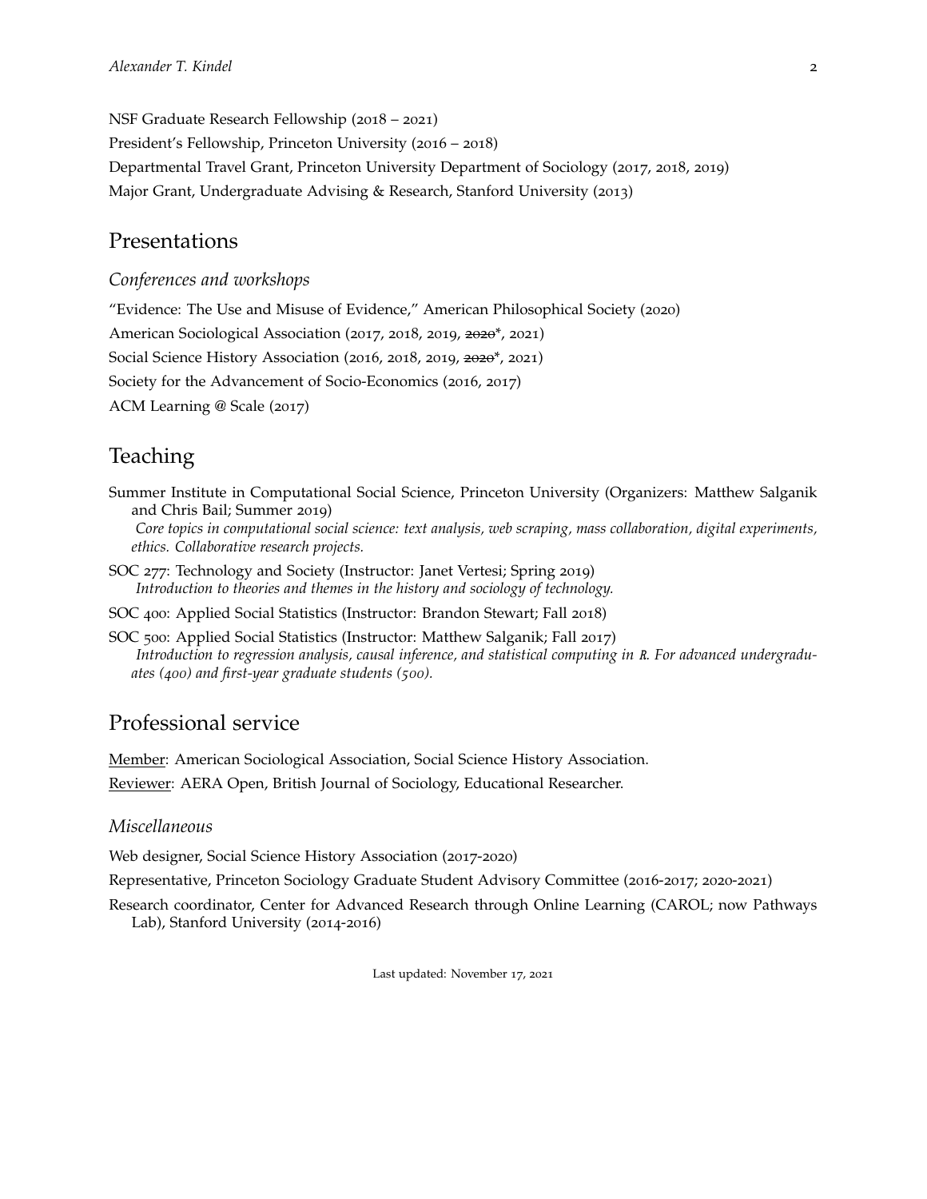NSF Graduate Research Fellowship (2018 – 2021)

President's Fellowship, Princeton University (2016 – 2018)

Departmental Travel Grant, Princeton University Department of Sociology (2017, 2018, 2019)

Major Grant, Undergraduate Advising & Research, Stanford University (2013)

## Presentations

### *Conferences and workshops*

"Evidence: The Use and Misuse of Evidence," American Philosophical Society (2020)

American Sociological Association (2017, 2018, 2019, ~~2020~~*, 2021)

Social Science History Association (2016, 2018, 2019, ~~2020~~*, 2021)

Society for the Advancement of Socio-Economics (2016, 2017)

ACM Learning @ Scale (2017)

## Teaching

Summer Institute in Computational Social Science, Princeton University (Organizers: Matthew Salganik and Chris Bail; Summer 2019)
*Core topics in computational social science: text analysis, web scraping, mass collaboration, digital experiments, ethics. Collaborative research projects.*

SOC 277: Technology and Society (Instructor: Janet Vertesi; Spring 2019)
*Introduction to theories and themes in the history and sociology of technology.*

SOC 400: Applied Social Statistics (Instructor: Brandon Stewart; Fall 2018)

SOC 500: Applied Social Statistics (Instructor: Matthew Salganik; Fall 2017)
*Introduction to regression analysis, causal inference, and statistical computing in R. For advanced undergraduates (400) and first-year graduate students (500).*

## Professional service

Member: American Sociological Association, Social Science History Association.

Reviewer: AERA Open, British Journal of Sociology, Educational Researcher.

### *Miscellaneous*

Web designer, Social Science History Association (2017-2020)

Representative, Princeton Sociology Graduate Student Advisory Committee (2016-2017; 2020-2021)

Research coordinator, Center for Advanced Research through Online Learning (CAROL; now Pathways Lab), Stanford University (2014-2016)

Last updated: November 17, 2021